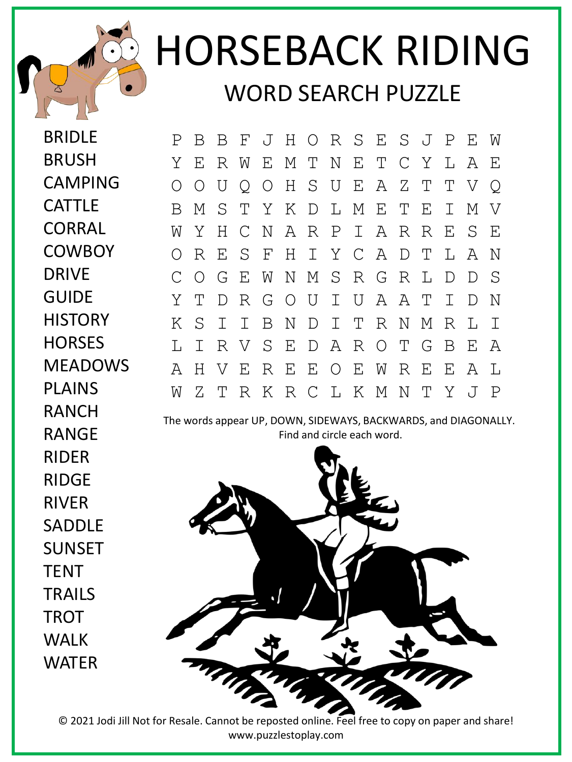# HORSEBACK RIDING

## WORD SEARCH PUZZLE

- BRIDLE
- BRUSH
- CAMPING
- CATTLE
- CORRAL
- COWBOY
- DRIVE
- GUIDE
- HISTORY
- HORSES
- MEADOWS
- PLAINS
- RANCH
- RANGE
- RIDER
- RIDGE
- RIVER
- SADDLE
- SUNSET
- TENT
- TRAILS
- TROT
- WALK
- WATER

```
P B B F J H O R S E S J P E W
Y E R W E M T N E T C Y L A E
O O U Q O H S U E A Z T T V Q
B M S T Y K D L M E T E I M V
W Y H C N A R P I A R R E S E
O R E S F H I Y C A D T L A N
C O G E W N M S R G R L D D S
Y T D R G O U I U A A T I D N
K S I I B N D I T R N M R L I
L I R V S E D A R O T G B E A
A H V E R E E O E W R E E A L
W Z T R K R C L K M N T Y J P
```

The words appear UP, DOWN, SIDEWAYS, BACKWARDS, and DIAGONALLY. Find and circle each word.

© 2021 Jodi Jill Not for Resale. Cannot be reposted online. Feel free to copy on paper and share!
www.puzzlestoplay.com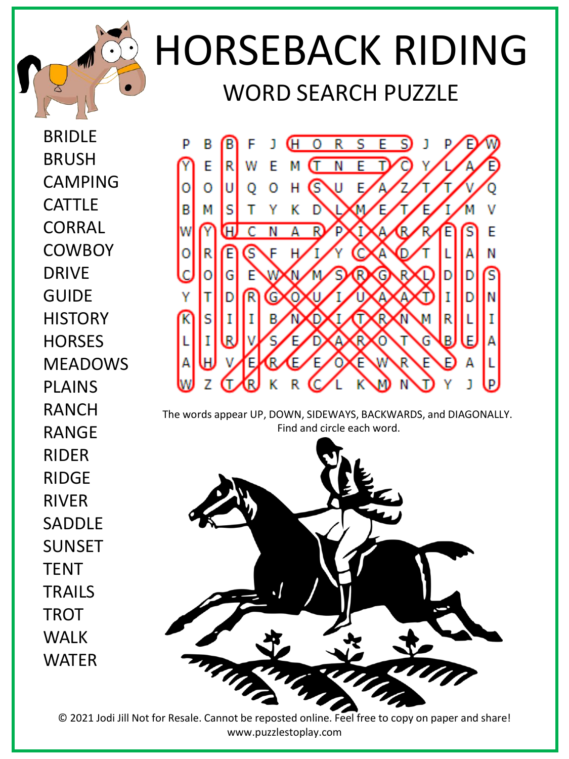# HORSEBACK RIDING

## WORD SEARCH PUZZLE

BRIDLE
BRUSH
CAMPING
CATTLE
CORRAL
COWBOY
DRIVE
GUIDE
HISTORY
HORSES
MEADOWS
PLAINS
RANCH
RANGE
RIDER
RIDGE
RIVER
SADDLE
SUNSET
TENT
TRAILS
TROT
WALK
WATER

| | | | | | | | | | | | | | |
|---|---|---|---|---|---|---|---|---|---|---|---|---|---|
| P | B | B | F | J | H | O | R | S | E | S | J | P | E | W |
| Y | E | R | W | E | M | T | N | E | T | C | Y | L | A | E |
| O | O | U | Q | O | H | S | U | E | A | Z | T | T | V | Q |
| B | M | S | T | Y | K | D | L | M | E | T | E | I | M | V |
| W | Y | H | C | N | A | R | P | I | A | R | R | E | S | E |
| O | R | E | S | F | H | I | Y | C | A | D | T | L | A | N |
| C | O | G | E | W | N | M | S | R | G | R | L | D | D | S |
| Y | T | D | R | G | O | U | I | U | A | A | T | I | D | N |
| K | S | I | I | B | N | D | I | T | R | N | M | R | L | I |
| L | I | R | V | S | E | D | A | R | O | T | G | B | E | A |
| A | H | V | E | R | E | E | O | E | W | R | E | E | A | L |
| W | Z | T | R | K | R | C | L | K | M | N | T | Y | J | P |

The words appear UP, DOWN, SIDEWAYS, BACKWARDS, and DIAGONALLY.
Find and circle each word.

© 2021 Jodi Jill Not for Resale. Cannot be reposted online. Feel free to copy on paper and share!
www.puzzlestoplay.com